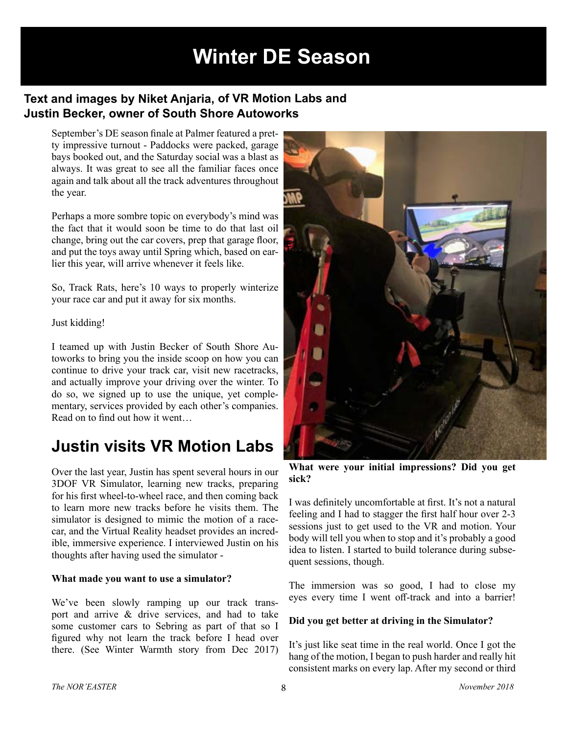# Winter DE Season

**Text and images by Niket Anjaria, of VR Motion Labs and Justin Becker, owner of South Shore Autoworks**

September's DE season finale at Palmer featured a pretty impressive turnout - Paddocks were packed, garage bays booked out, and the Saturday social was a blast as always. It was great to see all the familiar faces once again and talk about all the track adventures throughout the year.

Perhaps a more sombre topic on everybody's mind was the fact that it would soon be time to do that last oil change, bring out the car covers, prep that garage floor, and put the toys away until Spring which, based on earlier this year, will arrive whenever it feels like.

So, Track Rats, here's 10 ways to properly winterize your race car and put it away for six months.

Just kidding!

I teamed up with Justin Becker of South Shore Autoworks to bring you the inside scoop on how you can continue to drive your track car, visit new racetracks, and actually improve your driving over the winter. To do so, we signed up to use the unique, yet complementary, services provided by each other's companies. Read on to find out how it went…

## Justin visits VR Motion Labs

Over the last year, Justin has spent several hours in our 3DOF VR Simulator, learning new tracks, preparing for his first wheel-to-wheel race, and then coming back to learn more new tracks before he visits them. The simulator is designed to mimic the motion of a racecar, and the Virtual Reality headset provides an incredible, immersive experience. I interviewed Justin on his thoughts after having used the simulator -

**What made you want to use a simulator?**

We've been slowly ramping up our track transport and arrive & drive services, and had to take some customer cars to Sebring as part of that so I figured why not learn the track before I head over there. (See Winter Warmth story from Dec 2017)

**What were your initial impressions? Did you get sick?**

I was definitely uncomfortable at first. It's not a natural feeling and I had to stagger the first half hour over 2-3 sessions just to get used to the VR and motion. Your body will tell you when to stop and it's probably a good idea to listen. I started to build tolerance during subsequent sessions, though.

The immersion was so good, I had to close my eyes every time I went off-track and into a barrier!

**Did you get better at driving in the Simulator?**

It's just like seat time in the real world. Once I got the hang of the motion, I began to push harder and really hit consistent marks on every lap. After my second or third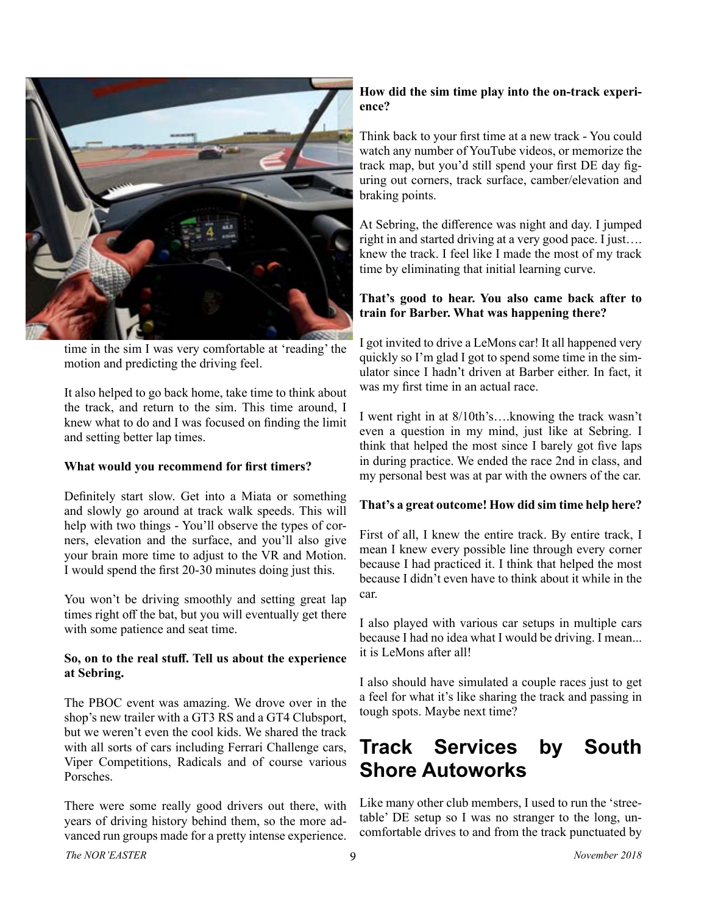time in the sim I was very comfortable at 'reading' the motion and predicting the driving feel.

It also helped to go back home, take time to think about the track, and return to the sim. This time around, I knew what to do and I was focused on finding the limit and setting better lap times.

**What would you recommend for first timers?**

Definitely start slow. Get into a Miata or something and slowly go around at track walk speeds. This will help with two things - You'll observe the types of corners, elevation and the surface, and you'll also give your brain more time to adjust to the VR and Motion. I would spend the first 20-30 minutes doing just this.

You won't be driving smoothly and setting great lap times right off the bat, but you will eventually get there with some patience and seat time.

**So, on to the real stuff. Tell us about the experience at Sebring.**

The PBOC event was amazing. We drove over in the shop's new trailer with a GT3 RS and a GT4 Clubsport, but we weren't even the cool kids. We shared the track with all sorts of cars including Ferrari Challenge cars, Viper Competitions, Radicals and of course various Porsches.

There were some really good drivers out there, with years of driving history behind them, so the more advanced run groups made for a pretty intense experience.

**How did the sim time play into the on-track experience?**

Think back to your first time at a new track - You could watch any number of YouTube videos, or memorize the track map, but you'd still spend your first DE day figuring out corners, track surface, camber/elevation and braking points.

At Sebring, the difference was night and day. I jumped right in and started driving at a very good pace. I just…. knew the track. I feel like I made the most of my track time by eliminating that initial learning curve.

**That's good to hear. You also came back after to train for Barber. What was happening there?**

I got invited to drive a LeMons car! It all happened very quickly so I'm glad I got to spend some time in the simulator since I hadn't driven at Barber either. In fact, it was my first time in an actual race.

I went right in at 8/10th's….knowing the track wasn't even a question in my mind, just like at Sebring. I think that helped the most since I barely got five laps in during practice. We ended the race 2nd in class, and my personal best was at par with the owners of the car.

**That's a great outcome! How did sim time help here?**

First of all, I knew the entire track. By entire track, I mean I knew every possible line through every corner because I had practiced it. I think that helped the most because I didn't even have to think about it while in the car.

I also played with various car setups in multiple cars because I had no idea what I would be driving. I mean... it is LeMons after all!

I also should have simulated a couple races just to get a feel for what it's like sharing the track and passing in tough spots. Maybe next time?

## Track Services by South Shore Autoworks

Like many other club members, I used to run the 'streetable' DE setup so I was no stranger to the long, uncomfortable drives to and from the track punctuated by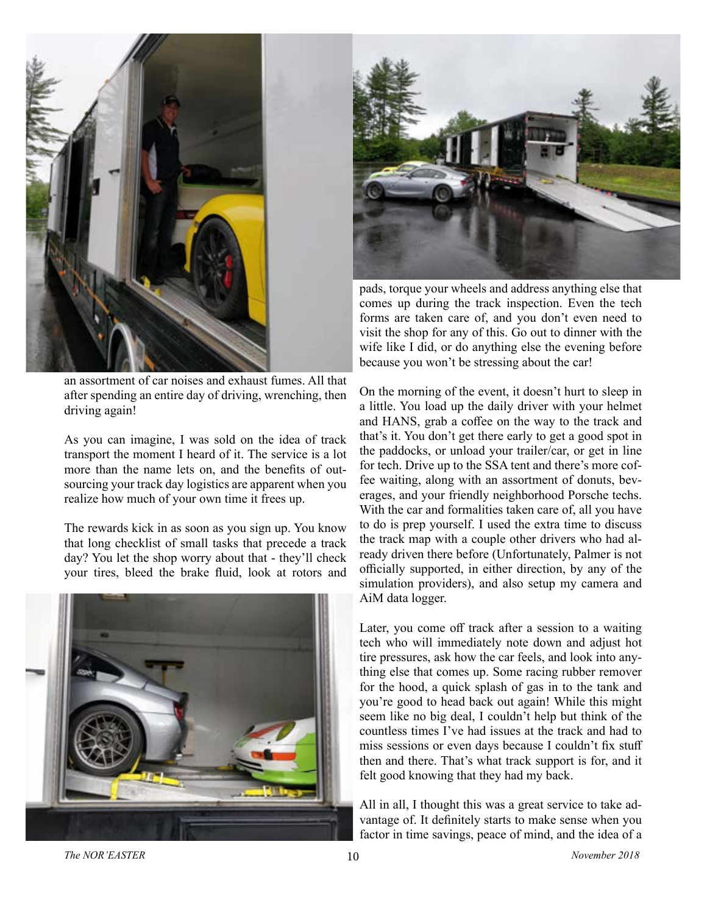an assortment of car noises and exhaust fumes. All that after spending an entire day of driving, wrenching, then driving again!

As you can imagine, I was sold on the idea of track transport the moment I heard of it. The service is a lot more than the name lets on, and the benefits of outsourcing your track day logistics are apparent when you realize how much of your own time it frees up.

The rewards kick in as soon as you sign up. You know that long checklist of small tasks that precede a track day? You let the shop worry about that - they'll check your tires, bleed the brake fluid, look at rotors and pads, torque your wheels and address anything else that comes up during the track inspection. Even the tech forms are taken care of, and you don't even need to visit the shop for any of this. Go out to dinner with the wife like I did, or do anything else the evening before because you won't be stressing about the car!

On the morning of the event, it doesn't hurt to sleep in a little. You load up the daily driver with your helmet and HANS, grab a coffee on the way to the track and that's it. You don't get there early to get a good spot in the paddocks, or unload your trailer/car, or get in line for tech. Drive up to the SSA tent and there's more coffee waiting, along with an assortment of donuts, beverages, and your friendly neighborhood Porsche techs. With the car and formalities taken care of, all you have to do is prep yourself. I used the extra time to discuss the track map with a couple other drivers who had already driven there before (Unfortunately, Palmer is not officially supported, in either direction, by any of the simulation providers), and also setup my camera and AiM data logger.

Later, you come off track after a session to a waiting tech who will immediately note down and adjust hot tire pressures, ask how the car feels, and look into anything else that comes up. Some racing rubber remover for the hood, a quick splash of gas in to the tank and you're good to head back out again! While this might seem like no big deal, I couldn't help but think of the countless times I've had issues at the track and had to miss sessions or even days because I couldn't fix stuff then and there. That's what track support is for, and it felt good knowing that they had my back.

All in all, I thought this was a great service to take advantage of. It definitely starts to make sense when you factor in time savings, peace of mind, and the idea of a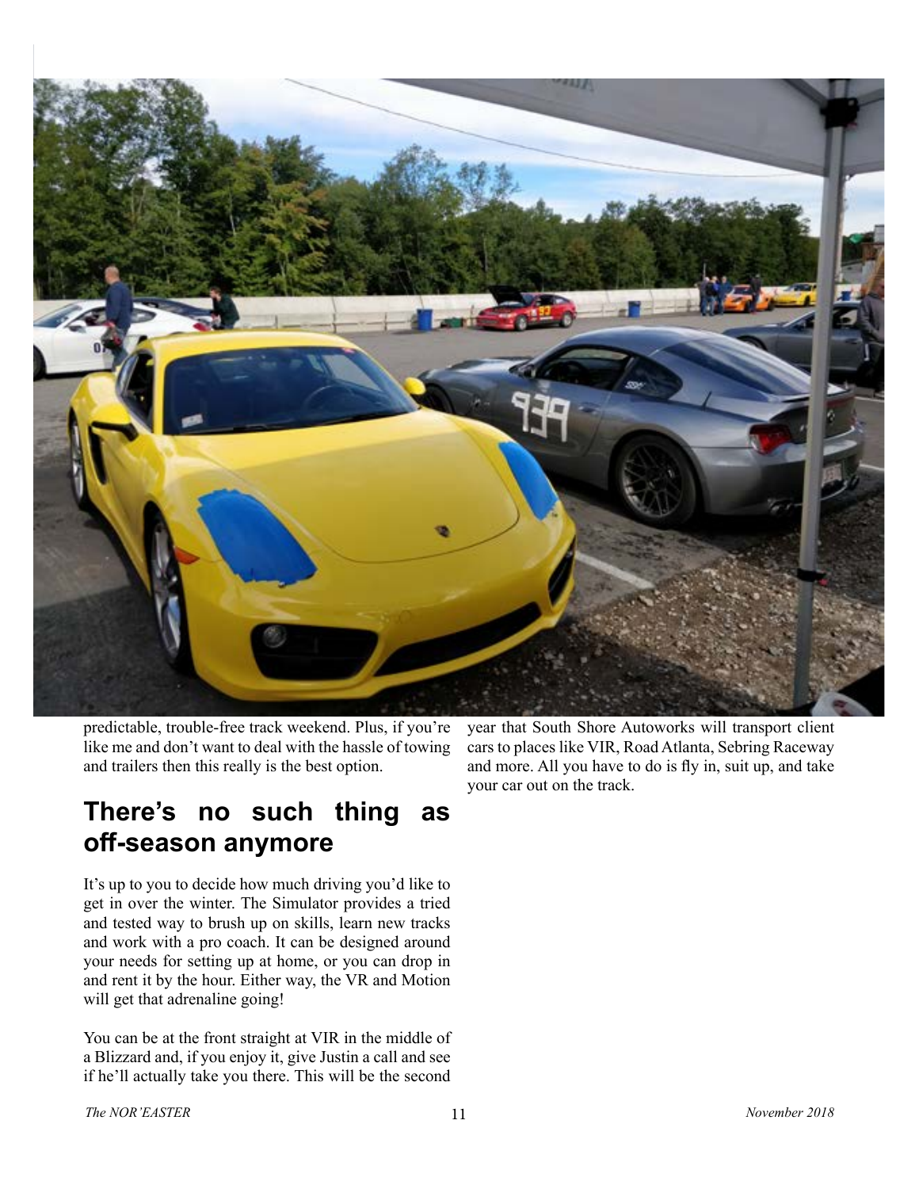predictable, trouble-free track weekend. Plus, if you're like me and don't want to deal with the hassle of towing and trailers then this really is the best option.

## There's no such thing as off-season anymore

It's up to you to decide how much driving you'd like to get in over the winter. The Simulator provides a tried and tested way to brush up on skills, learn new tracks and work with a pro coach. It can be designed around your needs for setting up at home, or you can drop in and rent it by the hour. Either way, the VR and Motion will get that adrenaline going!

You can be at the front straight at VIR in the middle of a Blizzard and, if you enjoy it, give Justin a call and see if he'll actually take you there. This will be the second year that South Shore Autoworks will transport client cars to places like VIR, Road Atlanta, Sebring Raceway and more. All you have to do is fly in, suit up, and take your car out on the track.